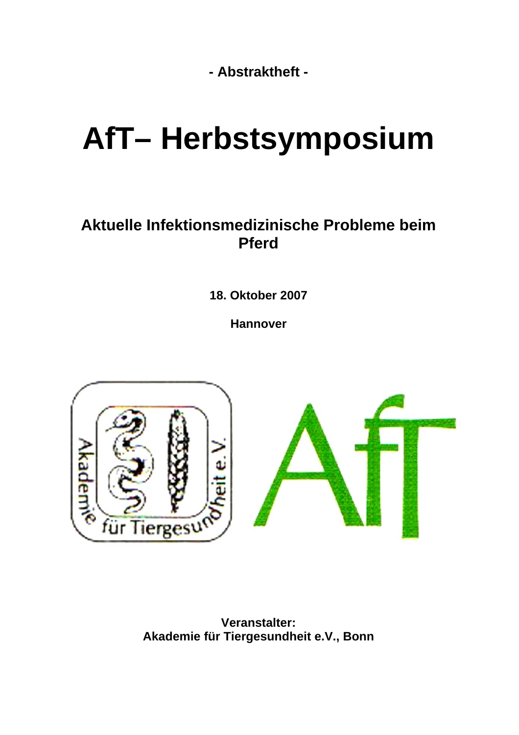**- Abstraktheft -**

# AfT– Herbstsymposium

## Aktuelle Infektionsmedizinische Probleme beim Pferd

**18. Oktober 2007**

**Hannover**

**Veranstalter:**
**Akademie für Tiergesundheit e.V., Bonn**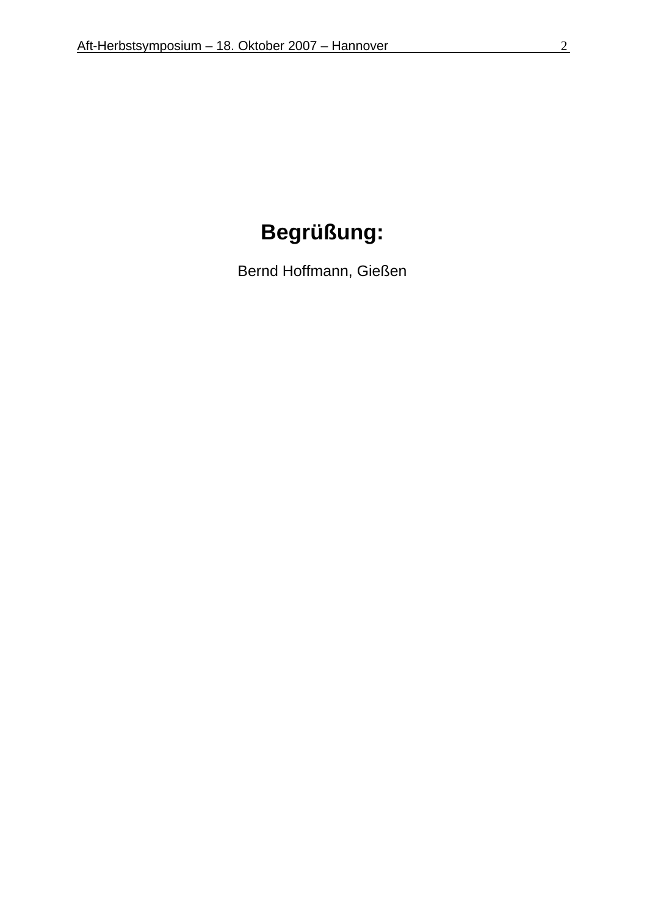# Begrüßung:

Bernd Hoffmann, Gießen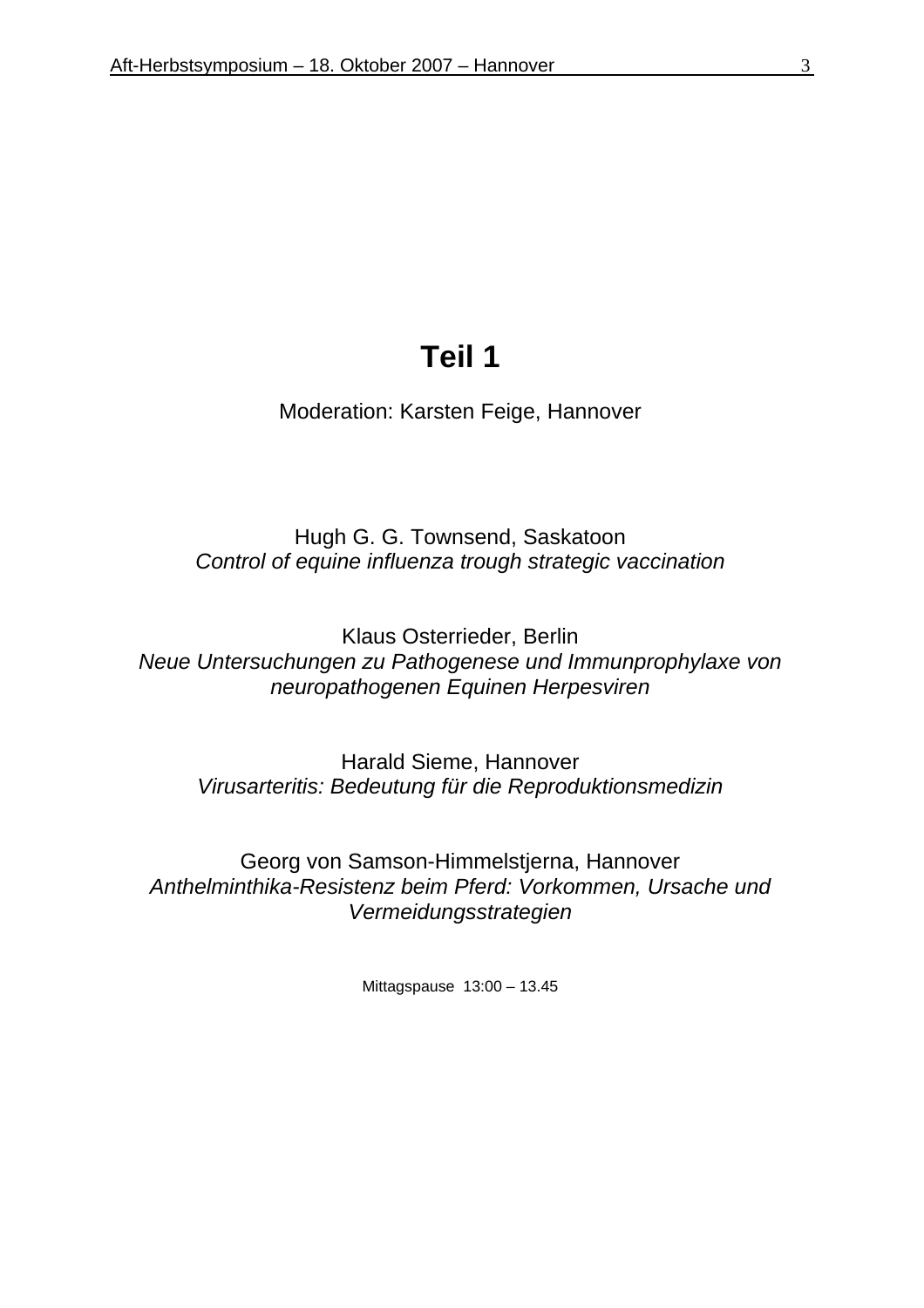# Teil 1

Moderation: Karsten Feige, Hannover

Hugh G. G. Townsend, Saskatoon
*Control of equine influenza trough strategic vaccination*

Klaus Osterrieder, Berlin
*Neue Untersuchungen zu Pathogenese und Immunprophylaxe von neuropathogenen Equinen Herpesviren*

Harald Sieme, Hannover
*Virusarteritis: Bedeutung für die Reproduktionsmedizin*

Georg von Samson-Himmelstjerna, Hannover
*Anthelminthika-Resistenz beim Pferd: Vorkommen, Ursache und Vermeidungsstrategien*

Mittagspause 13:00 – 13.45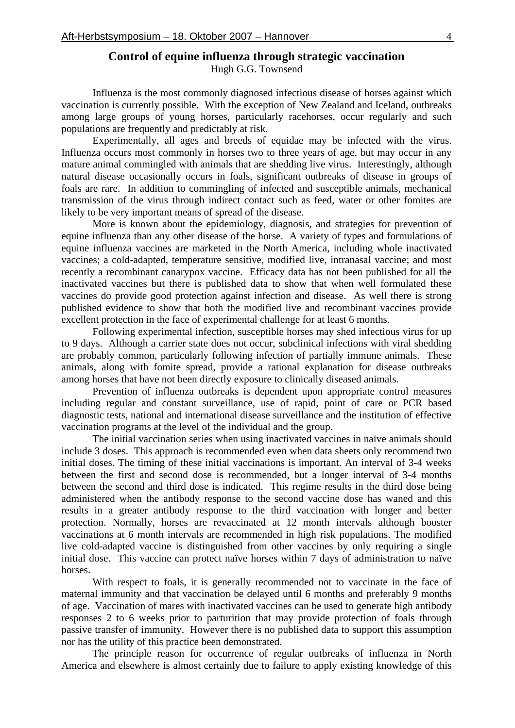## Control of equine influenza through strategic vaccination

Hugh G.G. Townsend

Influenza is the most commonly diagnosed infectious disease of horses against which vaccination is currently possible. With the exception of New Zealand and Iceland, outbreaks among large groups of young horses, particularly racehorses, occur regularly and such populations are frequently and predictably at risk.

Experimentally, all ages and breeds of equidae may be infected with the virus. Influenza occurs most commonly in horses two to three years of age, but may occur in any mature animal commingled with animals that are shedding live virus. Interestingly, although natural disease occasionally occurs in foals, significant outbreaks of disease in groups of foals are rare. In addition to commingling of infected and susceptible animals, mechanical transmission of the virus through indirect contact such as feed, water or other fomites are likely to be very important means of spread of the disease.

More is known about the epidemiology, diagnosis, and strategies for prevention of equine influenza than any other disease of the horse. A variety of types and formulations of equine influenza vaccines are marketed in the North America, including whole inactivated vaccines; a cold-adapted, temperature sensitive, modified live, intranasal vaccine; and most recently a recombinant canarypox vaccine. Efficacy data has not been published for all the inactivated vaccines but there is published data to show that when well formulated these vaccines do provide good protection against infection and disease. As well there is strong published evidence to show that both the modified live and recombinant vaccines provide excellent protection in the face of experimental challenge for at least 6 months.

Following experimental infection, susceptible horses may shed infectious virus for up to 9 days. Although a carrier state does not occur, subclinical infections with viral shedding are probably common, particularly following infection of partially immune animals. These animals, along with fomite spread, provide a rational explanation for disease outbreaks among horses that have not been directly exposure to clinically diseased animals.

Prevention of influenza outbreaks is dependent upon appropriate control measures including regular and constant surveillance, use of rapid, point of care or PCR based diagnostic tests, national and international disease surveillance and the institution of effective vaccination programs at the level of the individual and the group.

The initial vaccination series when using inactivated vaccines in naïve animals should include 3 doses. This approach is recommended even when data sheets only recommend two initial doses. The timing of these initial vaccinations is important. An interval of 3-4 weeks between the first and second dose is recommended, but a longer interval of 3-4 months between the second and third dose is indicated. This regime results in the third dose being administered when the antibody response to the second vaccine dose has waned and this results in a greater antibody response to the third vaccination with longer and better protection. Normally, horses are revaccinated at 12 month intervals although booster vaccinations at 6 month intervals are recommended in high risk populations. The modified live cold-adapted vaccine is distinguished from other vaccines by only requiring a single initial dose. This vaccine can protect naïve horses within 7 days of administration to naïve horses.

With respect to foals, it is generally recommended not to vaccinate in the face of maternal immunity and that vaccination be delayed until 6 months and preferably 9 months of age. Vaccination of mares with inactivated vaccines can be used to generate high antibody responses 2 to 6 weeks prior to parturition that may provide protection of foals through passive transfer of immunity. However there is no published data to support this assumption nor has the utility of this practice been demonstrated.

The principle reason for occurrence of regular outbreaks of influenza in North America and elsewhere is almost certainly due to failure to apply existing knowledge of this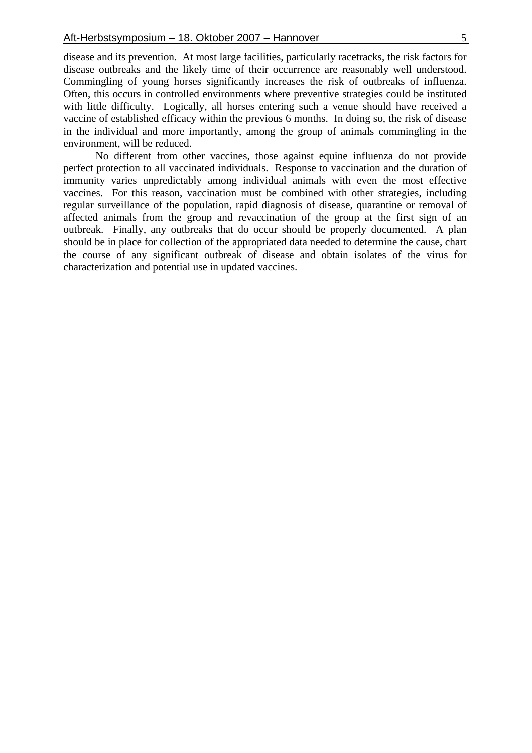disease and its prevention. At most large facilities, particularly racetracks, the risk factors for disease outbreaks and the likely time of their occurrence are reasonably well understood. Commingling of young horses significantly increases the risk of outbreaks of influenza. Often, this occurs in controlled environments where preventive strategies could be instituted with little difficulty. Logically, all horses entering such a venue should have received a vaccine of established efficacy within the previous 6 months. In doing so, the risk of disease in the individual and more importantly, among the group of animals commingling in the environment, will be reduced.

No different from other vaccines, those against equine influenza do not provide perfect protection to all vaccinated individuals. Response to vaccination and the duration of immunity varies unpredictably among individual animals with even the most effective vaccines. For this reason, vaccination must be combined with other strategies, including regular surveillance of the population, rapid diagnosis of disease, quarantine or removal of affected animals from the group and revaccination of the group at the first sign of an outbreak. Finally, any outbreaks that do occur should be properly documented. A plan should be in place for collection of the appropriated data needed to determine the cause, chart the course of any significant outbreak of disease and obtain isolates of the virus for characterization and potential use in updated vaccines.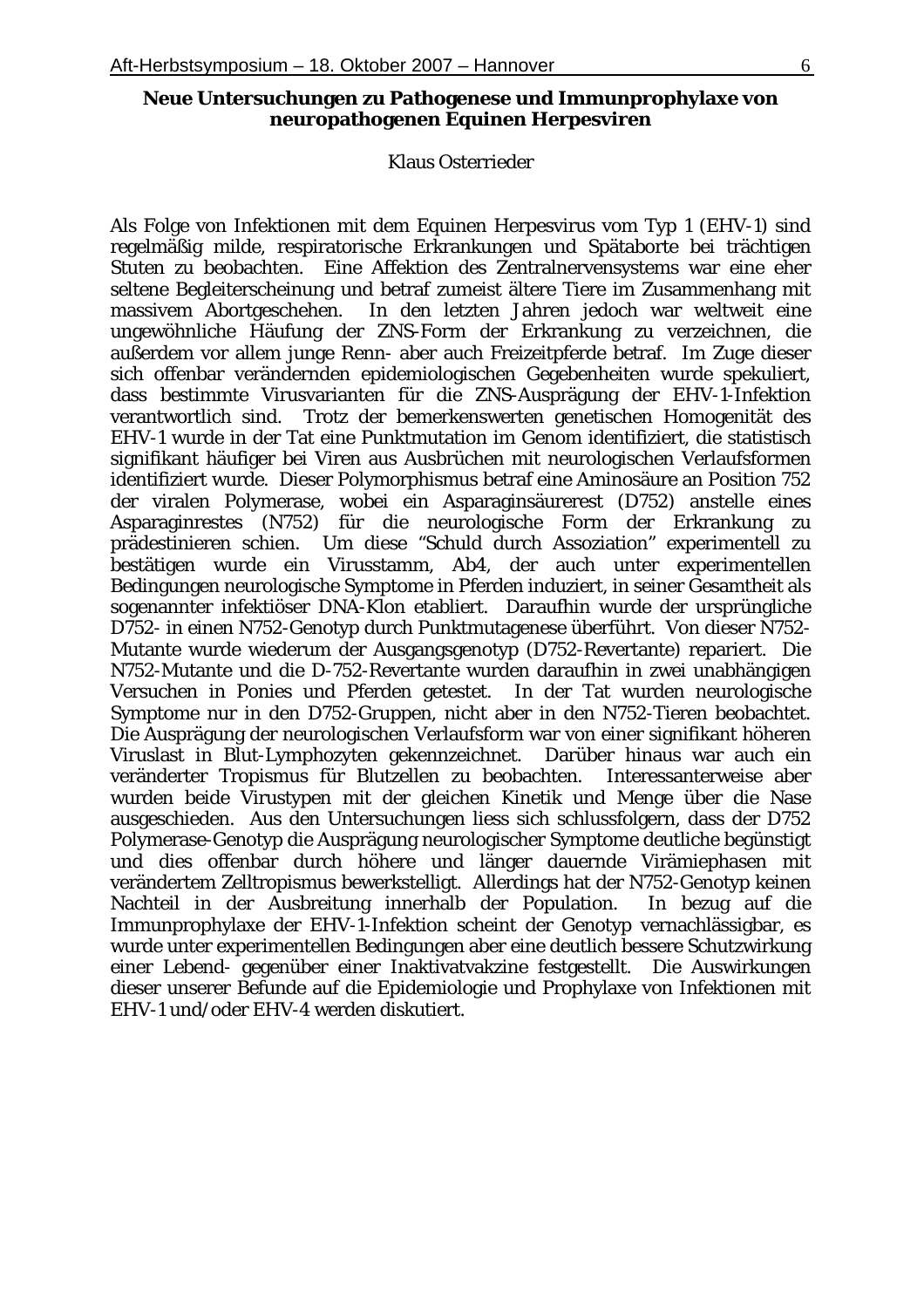## Neue Untersuchungen zu Pathogenese und Immunprophylaxe von neuropathogenen Equinen Herpesviren

Klaus Osterrieder

Als Folge von Infektionen mit dem Equinen Herpesvirus vom Typ 1 (EHV-1) sind regelmäßig milde, respiratorische Erkrankungen und Spätaborte bei trächtigen Stuten zu beobachten. Eine Affektion des Zentralnervensystems war eine eher seltene Begleiterscheinung und betraf zumeist ältere Tiere im Zusammenhang mit massivem Abortgeschehen. In den letzten Jahren jedoch war weltweit eine ungewöhnliche Häufung der ZNS-Form der Erkrankung zu verzeichnen, die außerdem vor allem junge Renn- aber auch Freizeitpferde betraf. Im Zuge dieser sich offenbar verändernden epidemiologischen Gegebenheiten wurde spekuliert, dass bestimmte Virusvarianten für die ZNS-Ausprägung der EHV-1-Infektion verantwortlich sind. Trotz der bemerkenswerten genetischen Homogenität des EHV-1 wurde in der Tat eine Punktmutation im Genom identifiziert, die statistisch signifikant häufiger bei Viren aus Ausbrüchen mit neurologischen Verlaufsformen identifiziert wurde. Dieser Polymorphismus betraf eine Aminosäure an Position 752 der viralen Polymerase, wobei ein Asparaginsäurerest (D752) anstelle eines Asparaginrestes (N752) für die neurologische Form der Erkrankung zu prädestinieren schien. Um diese “Schuld durch Assoziation” experimentell zu bestätigen wurde ein Virusstamm, Ab4, der auch unter experimentellen Bedingungen neurologische Symptome in Pferden induziert, in seiner Gesamtheit als sogenannter infektiöser DNA-Klon etabliert. Daraufhin wurde der ursprüngliche D752- in einen N752-Genotyp durch Punktmutagenese überführt. Von dieser N752-Mutante wurde wiederum der Ausgangsgenotyp (D752-Revertante) repariert. Die N752-Mutante und die D-752-Revertante wurden daraufhin in zwei unabhängigen Versuchen in Ponies und Pferden getestet. In der Tat wurden neurologische Symptome nur in den D752-Gruppen, nicht aber in den N752-Tieren beobachtet. Die Ausprägung der neurologischen Verlaufsform war von einer signifikant höheren Viruslast in Blut-Lymphozyten gekennzeichnet. Darüber hinaus war auch ein veränderter Tropismus für Blutzellen zu beobachten. Interessanterweise aber wurden beide Virustypen mit der gleichen Kinetik und Menge über die Nase ausgeschieden. Aus den Untersuchungen liess sich schlussfolgern, dass der D752 Polymerase-Genotyp die Ausprägung neurologischer Symptome deutliche begünstigt und dies offenbar durch höhere und länger dauernde Virämiephasen mit verändertem Zelltropismus bewerkstelligt. Allerdings hat der N752-Genotyp keinen Nachteil in der Ausbreitung innerhalb der Population. In bezug auf die Immunprophylaxe der EHV-1-Infektion scheint der Genotyp vernachlässigbar, es wurde unter experimentellen Bedingungen aber eine deutlich bessere Schutzwirkung einer Lebend- gegenüber einer Inaktivatvakzine festgestellt. Die Auswirkungen dieser unserer Befunde auf die Epidemiologie und Prophylaxe von Infektionen mit EHV-1 und/oder EHV-4 werden diskutiert.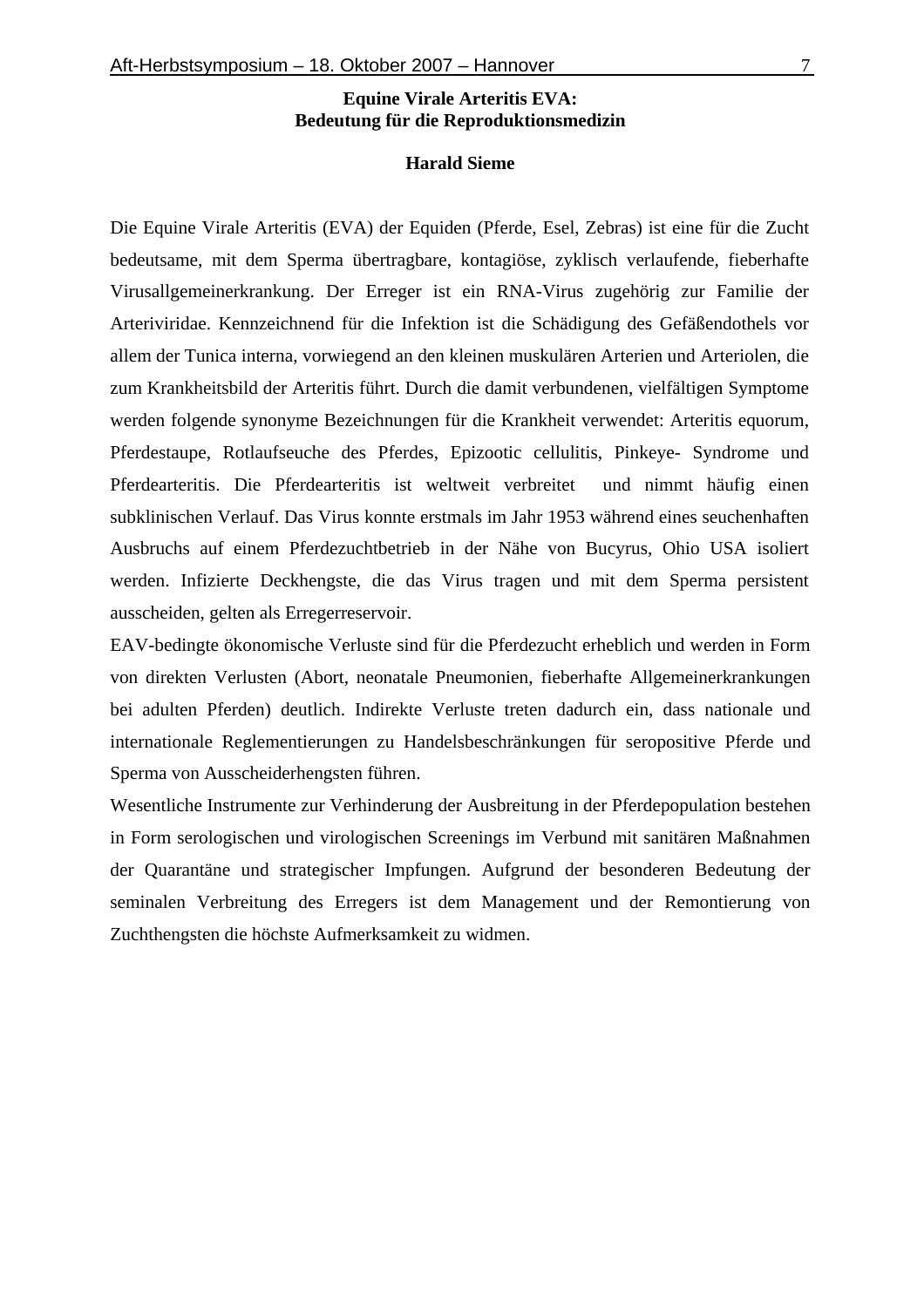# Equine Virale Arteritis EVA: Bedeutung für die Reproduktionsmedizin

**Harald Sieme**

Die Equine Virale Arteritis (EVA) der Equiden (Pferde, Esel, Zebras) ist eine für die Zucht bedeutsame, mit dem Sperma übertragbare, kontagiöse, zyklisch verlaufende, fieberhafte Virusallgemeinerkrankung. Der Erreger ist ein RNA-Virus zugehörig zur Familie der Arteriviridae. Kennzeichnend für die Infektion ist die Schädigung des Gefäßendothels vor allem der Tunica interna, vorwiegend an den kleinen muskulären Arterien und Arteriolen, die zum Krankheitsbild der Arteritis führt. Durch die damit verbundenen, vielfältigen Symptome werden folgende synonyme Bezeichnungen für die Krankheit verwendet: Arteritis equorum, Pferdestaupe, Rotlaufseuche des Pferdes, Epizootic cellulitis, Pinkeye- Syndrome und Pferdearteritis. Die Pferdearteritis ist weltweit verbreitet und nimmt häufig einen subklinischen Verlauf. Das Virus konnte erstmals im Jahr 1953 während eines seuchenhaften Ausbruchs auf einem Pferdezuchtbetrieb in der Nähe von Bucyrus, Ohio USA isoliert werden. Infizierte Deckhengste, die das Virus tragen und mit dem Sperma persistent ausscheiden, gelten als Erregerreservoir.

EAV-bedingte ökonomische Verluste sind für die Pferdezucht erheblich und werden in Form von direkten Verlusten (Abort, neonatale Pneumonien, fieberhafte Allgemeinerkrankungen bei adulten Pferden) deutlich. Indirekte Verluste treten dadurch ein, dass nationale und internationale Reglementierungen zu Handelsbeschränkungen für seropositive Pferde und Sperma von Ausscheiderhengsten führen.

Wesentliche Instrumente zur Verhinderung der Ausbreitung in der Pferdepopulation bestehen in Form serologischen und virologischen Screenings im Verbund mit sanitären Maßnahmen der Quarantäne und strategischer Impfungen. Aufgrund der besonderen Bedeutung der seminalen Verbreitung des Erregers ist dem Management und der Remontierung von Zuchthengsten die höchste Aufmerksamkeit zu widmen.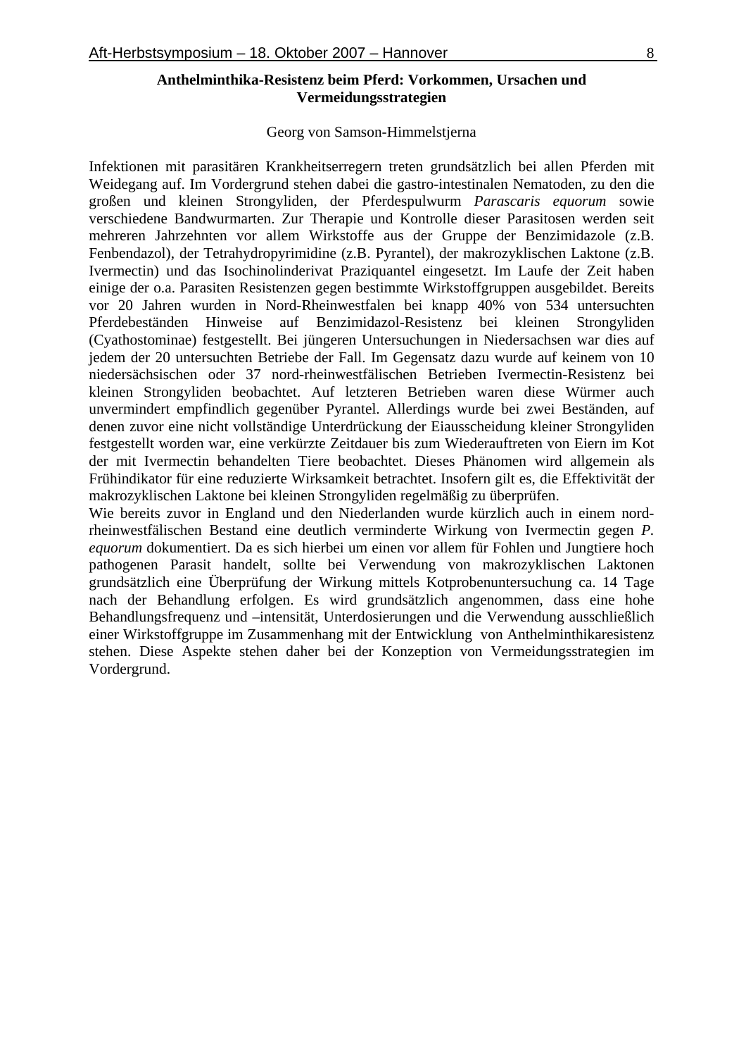## Anthelminthika-Resistenz beim Pferd: Vorkommen, Ursachen und Vermeidungsstrategien

Georg von Samson-Himmelstjerna

Infektionen mit parasitären Krankheitserregern treten grundsätzlich bei allen Pferden mit Weidegang auf. Im Vordergrund stehen dabei die gastro-intestinalen Nematoden, zu den die großen und kleinen Strongyliden, der Pferdespulwurm *Parascaris equorum* sowie verschiedene Bandwurmarten. Zur Therapie und Kontrolle dieser Parasitosen werden seit mehreren Jahrzehnten vor allem Wirkstoffe aus der Gruppe der Benzimidazole (z.B. Fenbendazol), der Tetrahydropyrimidine (z.B. Pyrantel), der makrozyklischen Laktone (z.B. Ivermectin) und das Isochinolinderivat Praziquantel eingesetzt. Im Laufe der Zeit haben einige der o.a. Parasiten Resistenzen gegen bestimmte Wirkstoffgruppen ausgebildet. Bereits vor 20 Jahren wurden in Nord-Rheinwestfalen bei knapp 40% von 534 untersuchten Pferdebeständen Hinweise auf Benzimidazol-Resistenz bei kleinen Strongyliden (Cyathostominae) festgestellt. Bei jüngeren Untersuchungen in Niedersachsen war dies auf jedem der 20 untersuchten Betriebe der Fall. Im Gegensatz dazu wurde auf keinem von 10 niedersächsischen oder 37 nord-rheinwestfälischen Betrieben Ivermectin-Resistenz bei kleinen Strongyliden beobachtet. Auf letzteren Betrieben waren diese Würmer auch unvermindert empfindlich gegenüber Pyrantel. Allerdings wurde bei zwei Beständen, auf denen zuvor eine nicht vollständige Unterdrückung der Eiausscheidung kleiner Strongyliden festgestellt worden war, eine verkürzte Zeitdauer bis zum Wiederauftreten von Eiern im Kot der mit Ivermectin behandelten Tiere beobachtet. Dieses Phänomen wird allgemein als Frühindikator für eine reduzierte Wirksamkeit betrachtet. Insofern gilt es, die Effektivität der makrozyklischen Laktone bei kleinen Strongyliden regelmäßig zu überprüfen.

Wie bereits zuvor in England und den Niederlanden wurde kürzlich auch in einem nord-rheinwestfälischen Bestand eine deutlich verminderte Wirkung von Ivermectin gegen *P. equorum* dokumentiert. Da es sich hierbei um einen vor allem für Fohlen und Jungtiere hoch pathogenen Parasit handelt, sollte bei Verwendung von makrozyklischen Laktonen grundsätzlich eine Überprüfung der Wirkung mittels Kotprobenuntersuchung ca. 14 Tage nach der Behandlung erfolgen. Es wird grundsätzlich angenommen, dass eine hohe Behandlungsfrequenz und –intensität, Unterdosierungen und die Verwendung ausschließlich einer Wirkstoffgruppe im Zusammenhang mit der Entwicklung von Anthelminthikaresistenz stehen. Diese Aspekte stehen daher bei der Konzeption von Vermeidungsstrategien im Vordergrund.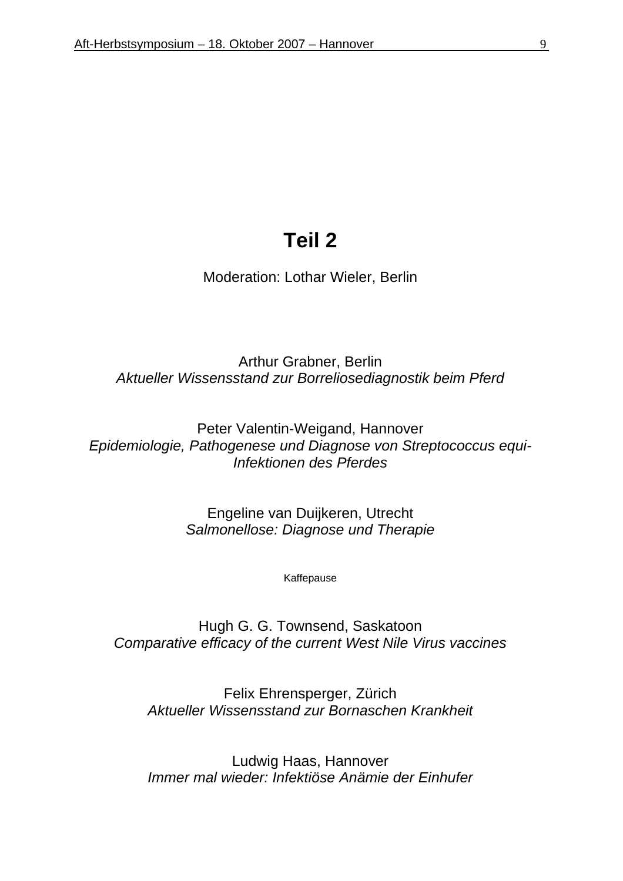# Teil 2

Moderation: Lothar Wieler, Berlin

Arthur Grabner, Berlin
*Aktueller Wissensstand zur Borreliosediagnostik beim Pferd*

Peter Valentin-Weigand, Hannover
*Epidemiologie, Pathogenese und Diagnose von Streptococcus equi-Infektionen des Pferdes*

Engeline van Duijkeren, Utrecht
*Salmonellose: Diagnose und Therapie*

Kaffepause

Hugh G. G. Townsend, Saskatoon
*Comparative efficacy of the current West Nile Virus vaccines*

Felix Ehrensperger, Zürich
*Aktueller Wissensstand zur Bornaschen Krankheit*

Ludwig Haas, Hannover
*Immer mal wieder: Infektiöse Anämie der Einhufer*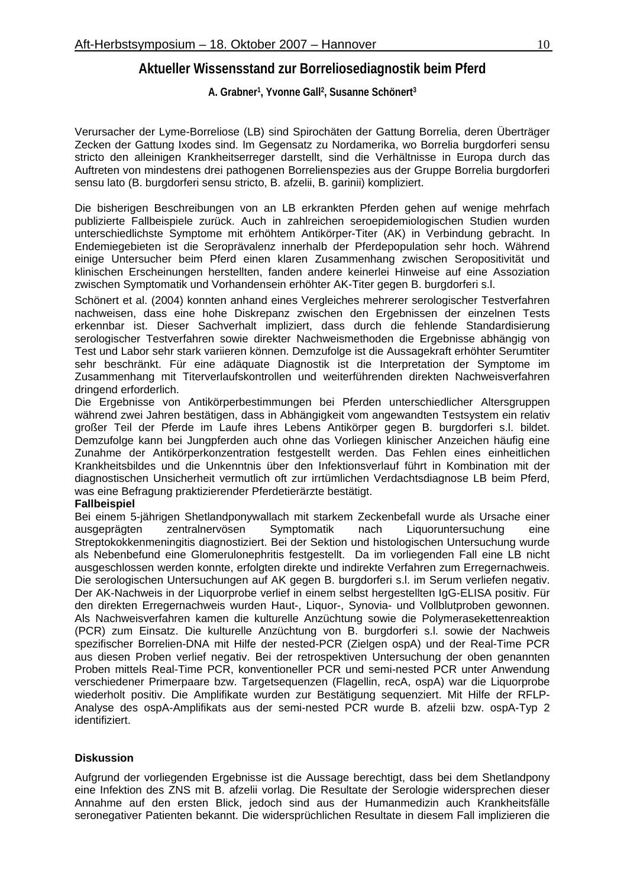## Aktueller Wissensstand zur Borreliosediagnostik beim Pferd

**A. Grabner[1], Yvonne Gall[2], Susanne Schönert[3]**

Verursacher der Lyme-Borreliose (LB) sind Spirochäten der Gattung Borrelia, deren Überträger Zecken der Gattung Ixodes sind. Im Gegensatz zu Nordamerika, wo Borrelia burgdorferi sensu stricto den alleinigen Krankheitserreger darstellt, sind die Verhältnisse in Europa durch das Auftreten von mindestens drei pathogenen Borrelienspezies aus der Gruppe Borrelia burgdorferi sensu lato (B. burgdorferi sensu stricto, B. afzelii, B. garinii) kompliziert.

Die bisherigen Beschreibungen von an LB erkrankten Pferden gehen auf wenige mehrfach publizierte Fallbeispiele zurück. Auch in zahlreichen seroepidemiologischen Studien wurden unterschiedlichste Symptome mit erhöhtem Antikörper-Titer (AK) in Verbindung gebracht. In Endemiegebieten ist die Seroprävalenz innerhalb der Pferdepopulation sehr hoch. Während einige Untersucher beim Pferd einen klaren Zusammenhang zwischen Seropositivität und klinischen Erscheinungen herstellten, fanden andere keinerlei Hinweise auf eine Assoziation zwischen Symptomatik und Vorhandensein erhöhter AK-Titer gegen B. burgdorferi s.l.

Schönert et al. (2004) konnten anhand eines Vergleiches mehrerer serologischer Testverfahren nachweisen, dass eine hohe Diskrepanz zwischen den Ergebnissen der einzelnen Tests erkennbar ist. Dieser Sachverhalt impliziert, dass durch die fehlende Standardisierung serologischer Testverfahren sowie direkter Nachweismethoden die Ergebnisse abhängig von Test und Labor sehr stark variieren können. Demzufolge ist die Aussagekraft erhöhter Serumtiter sehr beschränkt. Für eine adäquate Diagnostik ist die Interpretation der Symptome im Zusammenhang mit Titerverlaufskontrollen und weiterführenden direkten Nachweisverfahren dringend erforderlich.

Die Ergebnisse von Antikörperbestimmungen bei Pferden unterschiedlicher Altersgruppen während zwei Jahren bestätigen, dass in Abhängigkeit vom angewandten Testsystem ein relativ großer Teil der Pferde im Laufe ihres Lebens Antikörper gegen B. burgdorferi s.l. bildet. Demzufolge kann bei Jungpferden auch ohne das Vorliegen klinischer Anzeichen häufig eine Zunahme der Antikörperkonzentration festgestellt werden. Das Fehlen eines einheitlichen Krankheitsbildes und die Unkenntnis über den Infektionsverlauf führt in Kombination mit der diagnostischen Unsicherheit vermutlich oft zur irrtümlichen Verdachtsdiagnose LB beim Pferd, was eine Befragung praktizierender Pferdetierärzte bestätigt.

**Fallbeispiel**

Bei einem 5-jährigen Shetlandponywallach mit starkem Zeckenbefall wurde als Ursache einer ausgeprägten zentralnervösen Symptomatik nach Liquoruntersuchung eine Streptokokkenmeningitis diagnostiziert. Bei der Sektion und histologischen Untersuchung wurde als Nebenbefund eine Glomerulonephritis festgestellt. Da im vorliegenden Fall eine LB nicht ausgeschlossen werden konnte, erfolgten direkte und indirekte Verfahren zum Erregernachweis. Die serologischen Untersuchungen auf AK gegen B. burgdorferi s.l. im Serum verliefen negativ. Der AK-Nachweis in der Liquorprobe verlief in einem selbst hergestellten IgG-ELISA positiv. Für den direkten Erregernachweis wurden Haut-, Liquor-, Synovia- und Vollblutproben gewonnen. Als Nachweisverfahren kamen die kulturelle Anzüchtung sowie die Polymerasekettenreaktion (PCR) zum Einsatz. Die kulturelle Anzüchtung von B. burgdorferi s.l. sowie der Nachweis spezifischer Borrelien-DNA mit Hilfe der nested-PCR (Zielgen ospA) und der Real-Time PCR aus diesen Proben verlief negativ. Bei der retrospektiven Untersuchung der oben genannten Proben mittels Real-Time PCR, konventioneller PCR und semi-nested PCR unter Anwendung verschiedener Primerpaare bzw. Targetsequenzen (Flagellin, recA, ospA) war die Liquorprobe wiederholt positiv. Die Amplifikate wurden zur Bestätigung sequenziert. Mit Hilfe der RFLP-Analyse des ospA-Amplifikats aus der semi-nested PCR wurde B. afzelii bzw. ospA-Typ 2 identifiziert.

**Diskussion**

Aufgrund der vorliegenden Ergebnisse ist die Aussage berechtigt, dass bei dem Shetlandpony eine Infektion des ZNS mit B. afzelii vorlag. Die Resultate der Serologie widersprechen dieser Annahme auf den ersten Blick, jedoch sind aus der Humanmedizin auch Krankheitsfälle seronegativer Patienten bekannt. Die widersprüchlichen Resultate in diesem Fall implizieren die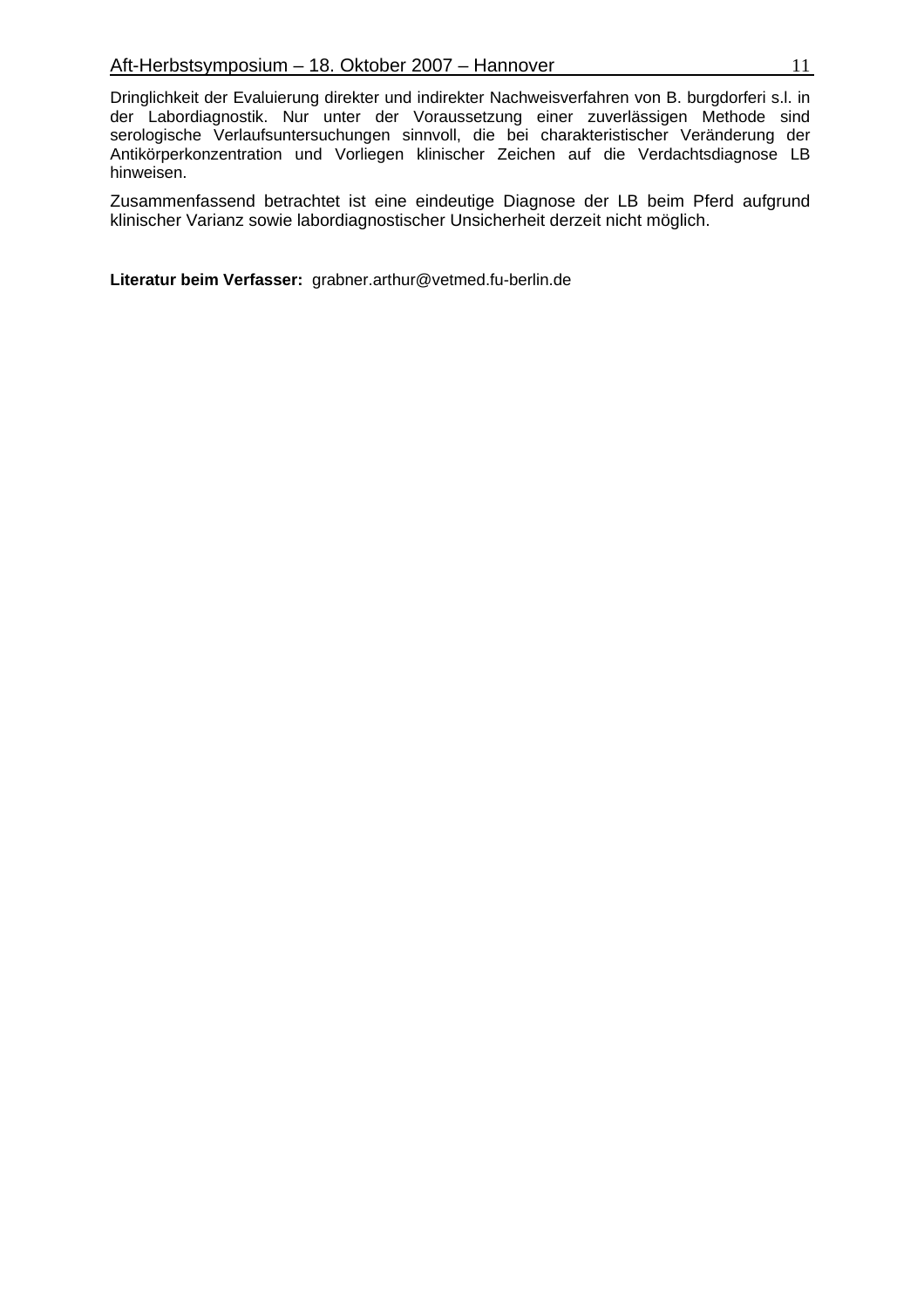Dringlichkeit der Evaluierung direkter und indirekter Nachweisverfahren von B. burgdorferi s.l. in der Labordiagnostik. Nur unter der Voraussetzung einer zuverlässigen Methode sind serologische Verlaufsuntersuchungen sinnvoll, die bei charakteristischer Veränderung der Antikörperkonzentration und Vorliegen klinischer Zeichen auf die Verdachtsdiagnose LB hinweisen.

Zusammenfassend betrachtet ist eine eindeutige Diagnose der LB beim Pferd aufgrund klinischer Varianz sowie labordiagnostischer Unsicherheit derzeit nicht möglich.

**Literatur beim Verfasser:** grabner.arthur@vetmed.fu-berlin.de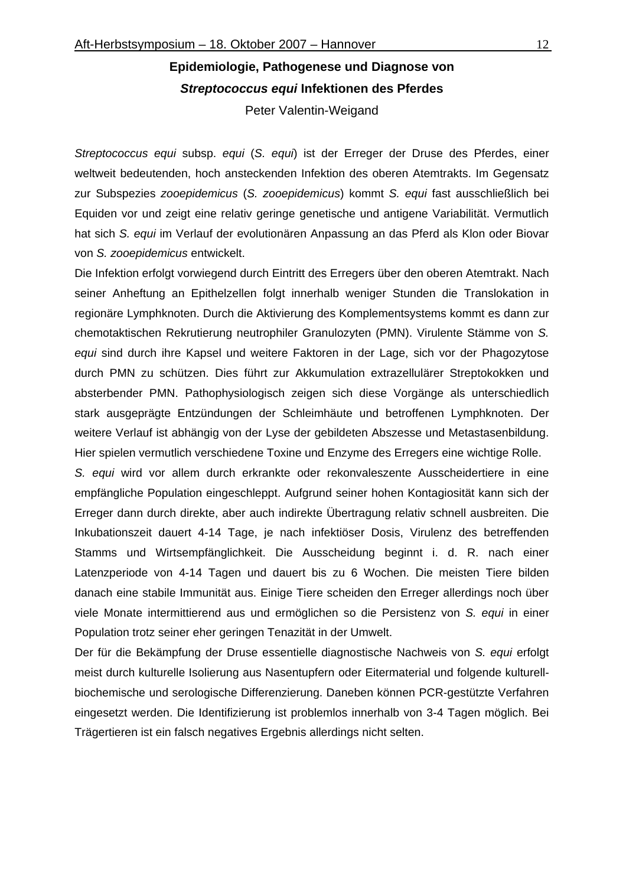## Epidemiologie, Pathogenese und Diagnose von *Streptococcus equi* Infektionen des Pferdes

Peter Valentin-Weigand

*Streptococcus equi* subsp. *equi* (*S. equi*) ist der Erreger der Druse des Pferdes, einer weltweit bedeutenden, hoch ansteckenden Infektion des oberen Atemtrakts. Im Gegensatz zur Subspezies *zooepidemicus* (*S. zooepidemicus*) kommt *S. equi* fast ausschließlich bei Equiden vor und zeigt eine relativ geringe genetische und antigene Variabilität. Vermutlich hat sich *S. equi* im Verlauf der evolutionären Anpassung an das Pferd als Klon oder Biovar von *S. zooepidemicus* entwickelt.

Die Infektion erfolgt vorwiegend durch Eintritt des Erregers über den oberen Atemtrakt. Nach seiner Anheftung an Epithelzellen folgt innerhalb weniger Stunden die Translokation in regionäre Lymphknoten. Durch die Aktivierung des Komplementsystems kommt es dann zur chemotaktischen Rekrutierung neutrophiler Granulozyten (PMN). Virulente Stämme von *S. equi* sind durch ihre Kapsel und weitere Faktoren in der Lage, sich vor der Phagozytose durch PMN zu schützen. Dies führt zur Akkumulation extrazellulärer Streptokokken und absterbender PMN. Pathophysiologisch zeigen sich diese Vorgänge als unterschiedlich stark ausgeprägte Entzündungen der Schleimhäute und betroffenen Lymphknoten. Der weitere Verlauf ist abhängig von der Lyse der gebildeten Abszesse und Metastasenbildung. Hier spielen vermutlich verschiedene Toxine und Enzyme des Erregers eine wichtige Rolle.

*S. equi* wird vor allem durch erkrankte oder rekonvaleszente Ausscheidertiere in eine empfängliche Population eingeschleppt. Aufgrund seiner hohen Kontagiosität kann sich der Erreger dann durch direkte, aber auch indirekte Übertragung relativ schnell ausbreiten. Die Inkubationszeit dauert 4-14 Tage, je nach infektiöser Dosis, Virulenz des betreffenden Stamms und Wirtsempfänglichkeit. Die Ausscheidung beginnt i. d. R. nach einer Latenzperiode von 4-14 Tagen und dauert bis zu 6 Wochen. Die meisten Tiere bilden danach eine stabile Immunität aus. Einige Tiere scheiden den Erreger allerdings noch über viele Monate intermittierend aus und ermöglichen so die Persistenz von *S. equi* in einer Population trotz seiner eher geringen Tenazität in der Umwelt.

Der für die Bekämpfung der Druse essentielle diagnostische Nachweis von *S. equi* erfolgt meist durch kulturelle Isolierung aus Nasentupfern oder Eitermaterial und folgende kulturell-biochemische und serologische Differenzierung. Daneben können PCR-gestützte Verfahren eingesetzt werden. Die Identifizierung ist problemlos innerhalb von 3-4 Tagen möglich. Bei Trägertieren ist ein falsch negatives Ergebnis allerdings nicht selten.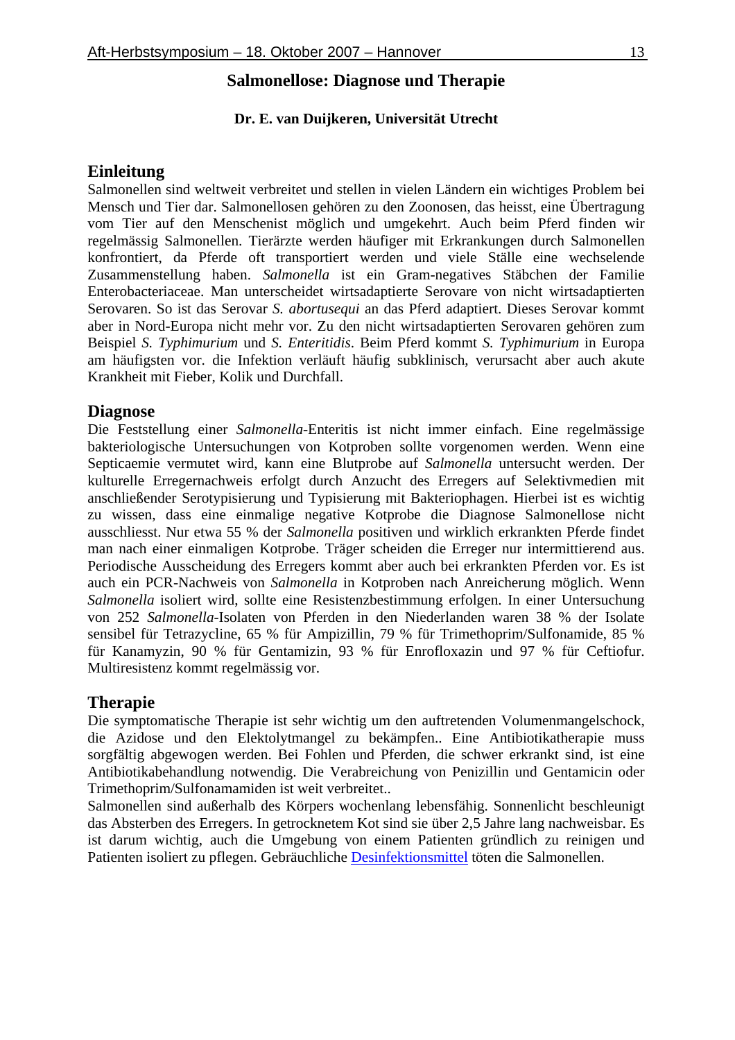# Salmonellose: Diagnose und Therapie

**Dr. E. van Duijkeren, Universität Utrecht**

## Einleitung

Salmonellen sind weltweit verbreitet und stellen in vielen Ländern ein wichtiges Problem bei Mensch und Tier dar. Salmonellosen gehören zu den Zoonosen, das heisst, eine Übertragung vom Tier auf den Menschenist möglich und umgekehrt. Auch beim Pferd finden wir regelmässig Salmonellen. Tierärzte werden häufiger mit Erkrankungen durch Salmonellen konfrontiert, da Pferde oft transportiert werden und viele Ställe eine wechselende Zusammenstellung haben. *Salmonella* ist ein Gram-negatives Stäbchen der Familie Enterobacteriaceae. Man unterscheidet wirtsadaptierte Serovare von nicht wirtsadaptierten Serovaren. So ist das Serovar *S. abortusequi* an das Pferd adaptiert. Dieses Serovar kommt aber in Nord-Europa nicht mehr vor. Zu den nicht wirtsadaptierten Serovaren gehören zum Beispiel *S. Typhimurium* und *S. Enteritidis*. Beim Pferd kommt *S. Typhimurium* in Europa am häufigsten vor. die Infektion verläuft häufig subklinisch, verursacht aber auch akute Krankheit mit Fieber, Kolik und Durchfall.

## Diagnose

Die Feststellung einer *Salmonella*-Enteritis ist nicht immer einfach. Eine regelmässige bakteriologische Untersuchungen von Kotproben sollte vorgenomen werden. Wenn eine Septicaemie vermutet wird, kann eine Blutprobe auf *Salmonella* untersucht werden. Der kulturelle Erregernachweis erfolgt durch Anzucht des Erregers auf Selektivmedien mit anschließender Serotypisierung und Typisierung mit Bakteriophagen. Hierbei ist es wichtig zu wissen, dass eine einmalige negative Kotprobe die Diagnose Salmonellose nicht ausschliesst. Nur etwa 55 % der *Salmonella* positiven und wirklich erkrankten Pferde findet man nach einer einmaligen Kotprobe. Träger scheiden die Erreger nur intermittierend aus. Periodische Ausscheidung des Erregers kommt aber auch bei erkrankten Pferden vor. Es ist auch ein PCR-Nachweis von *Salmonella* in Kotproben nach Anreicherung möglich. Wenn *Salmonella* isoliert wird, sollte eine Resistenzbestimmung erfolgen. In einer Untersuchung von 252 *Salmonella*-Isolaten von Pferden in den Niederlanden waren 38 % der Isolate sensibel für Tetrazycline, 65 % für Ampizillin, 79 % für Trimethoprim/Sulfonamide, 85 % für Kanamyzin, 90 % für Gentamizin, 93 % für Enrofloxazin und 97 % für Ceftiofur. Multiresistenz kommt regelmässig vor.

## Therapie

Die symptomatische Therapie ist sehr wichtig um den auftretenden Volumenmangelschock, die Azidose und den Elektolytmangel zu bekämpfen.. Eine Antibiotikatherapie muss sorgfältig abgewogen werden. Bei Fohlen und Pferden, die schwer erkrankt sind, ist eine Antibiotikabehandlung notwendig. Die Verabreichung von Penizillin und Gentamicin oder Trimethoprim/Sulfonamamiden ist weit verbreitet..

Salmonellen sind außerhalb des Körpers wochenlang lebensfähig. Sonnenlicht beschleunigt das Absterben des Erregers. In getrocknetem Kot sind sie über 2,5 Jahre lang nachweisbar. Es ist darum wichtig, auch die Umgebung von einem Patienten gründlich zu reinigen und Patienten isoliert zu pflegen. Gebräuchliche Desinfektionsmittel töten die Salmonellen.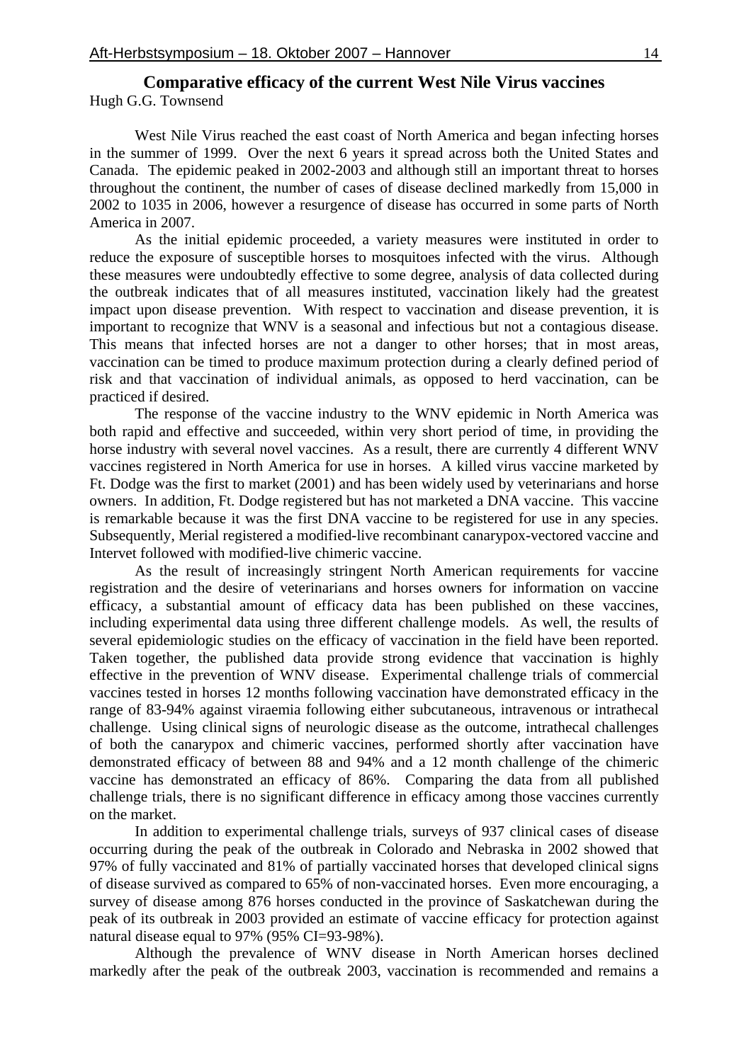## Comparative efficacy of the current West Nile Virus vaccines

Hugh G.G. Townsend

West Nile Virus reached the east coast of North America and began infecting horses in the summer of 1999. Over the next 6 years it spread across both the United States and Canada. The epidemic peaked in 2002-2003 and although still an important threat to horses throughout the continent, the number of cases of disease declined markedly from 15,000 in 2002 to 1035 in 2006, however a resurgence of disease has occurred in some parts of North America in 2007.

As the initial epidemic proceeded, a variety measures were instituted in order to reduce the exposure of susceptible horses to mosquitoes infected with the virus. Although these measures were undoubtedly effective to some degree, analysis of data collected during the outbreak indicates that of all measures instituted, vaccination likely had the greatest impact upon disease prevention. With respect to vaccination and disease prevention, it is important to recognize that WNV is a seasonal and infectious but not a contagious disease. This means that infected horses are not a danger to other horses; that in most areas, vaccination can be timed to produce maximum protection during a clearly defined period of risk and that vaccination of individual animals, as opposed to herd vaccination, can be practiced if desired.

The response of the vaccine industry to the WNV epidemic in North America was both rapid and effective and succeeded, within very short period of time, in providing the horse industry with several novel vaccines. As a result, there are currently 4 different WNV vaccines registered in North America for use in horses. A killed virus vaccine marketed by Ft. Dodge was the first to market (2001) and has been widely used by veterinarians and horse owners. In addition, Ft. Dodge registered but has not marketed a DNA vaccine. This vaccine is remarkable because it was the first DNA vaccine to be registered for use in any species. Subsequently, Merial registered a modified-live recombinant canarypox-vectored vaccine and Intervet followed with modified-live chimeric vaccine.

As the result of increasingly stringent North American requirements for vaccine registration and the desire of veterinarians and horses owners for information on vaccine efficacy, a substantial amount of efficacy data has been published on these vaccines, including experimental data using three different challenge models. As well, the results of several epidemiologic studies on the efficacy of vaccination in the field have been reported. Taken together, the published data provide strong evidence that vaccination is highly effective in the prevention of WNV disease. Experimental challenge trials of commercial vaccines tested in horses 12 months following vaccination have demonstrated efficacy in the range of 83-94% against viraemia following either subcutaneous, intravenous or intrathecal challenge. Using clinical signs of neurologic disease as the outcome, intrathecal challenges of both the canarypox and chimeric vaccines, performed shortly after vaccination have demonstrated efficacy of between 88 and 94% and a 12 month challenge of the chimeric vaccine has demonstrated an efficacy of 86%. Comparing the data from all published challenge trials, there is no significant difference in efficacy among those vaccines currently on the market.

In addition to experimental challenge trials, surveys of 937 clinical cases of disease occurring during the peak of the outbreak in Colorado and Nebraska in 2002 showed that 97% of fully vaccinated and 81% of partially vaccinated horses that developed clinical signs of disease survived as compared to 65% of non-vaccinated horses. Even more encouraging, a survey of disease among 876 horses conducted in the province of Saskatchewan during the peak of its outbreak in 2003 provided an estimate of vaccine efficacy for protection against natural disease equal to 97% (95% CI=93-98%).

Although the prevalence of WNV disease in North American horses declined markedly after the peak of the outbreak 2003, vaccination is recommended and remains a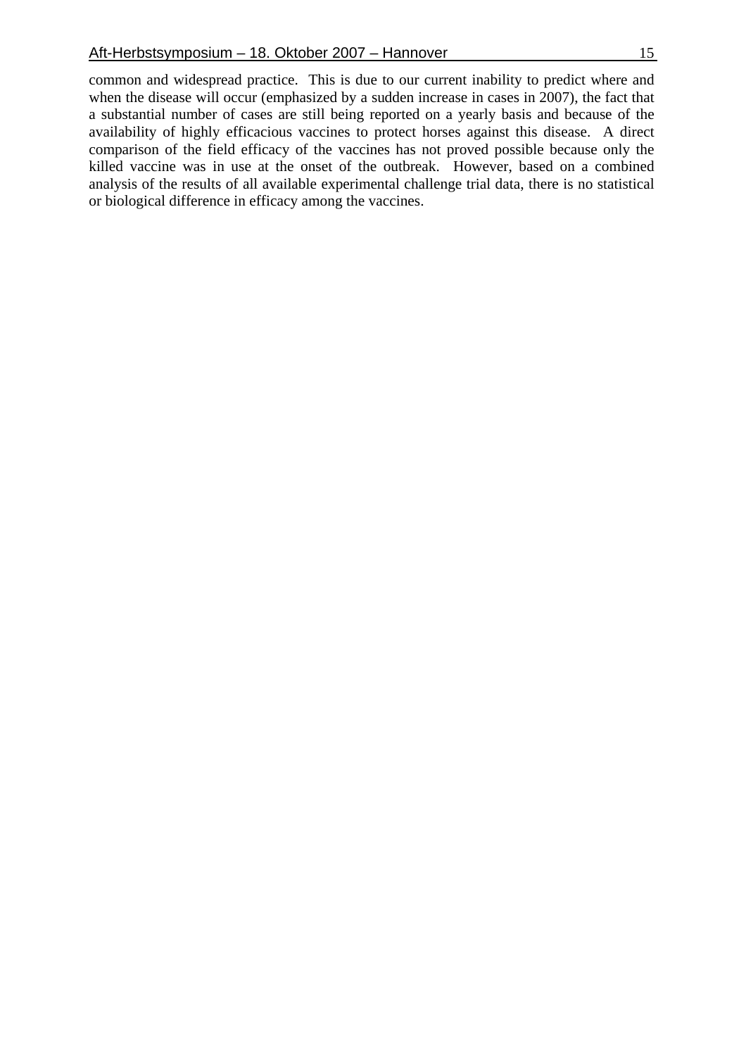common and widespread practice. This is due to our current inability to predict where and when the disease will occur (emphasized by a sudden increase in cases in 2007), the fact that a substantial number of cases are still being reported on a yearly basis and because of the availability of highly efficacious vaccines to protect horses against this disease. A direct comparison of the field efficacy of the vaccines has not proved possible because only the killed vaccine was in use at the onset of the outbreak. However, based on a combined analysis of the results of all available experimental challenge trial data, there is no statistical or biological difference in efficacy among the vaccines.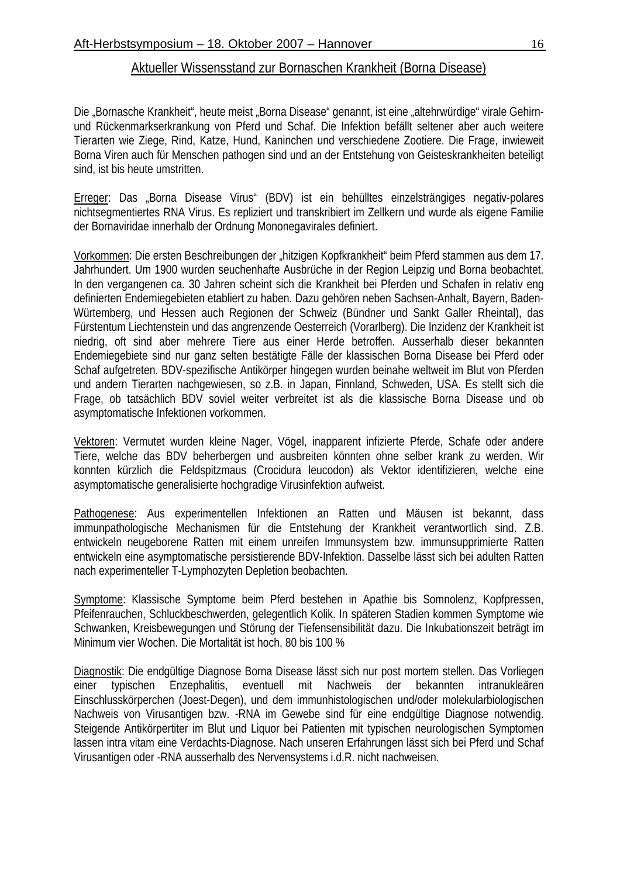## Aktueller Wissensstand zur Bornaschen Krankheit (Borna Disease)

Die „Bornasche Krankheit", heute meist „Borna Disease" genannt, ist eine „altehrwürdige" virale Gehirn- und Rückenmarkserkrankung von Pferd und Schaf. Die Infektion befällt seltener aber auch weitere Tierarten wie Ziege, Rind, Katze, Hund, Kaninchen und verschiedene Zootiere. Die Frage, inwieweit Borna Viren auch für Menschen pathogen sind und an der Entstehung von Geisteskrankheiten beteiligt sind, ist bis heute umstritten.

Erreger: Das „Borna Disease Virus" (BDV) ist ein behülltes einzelsträngiges negativ-polares nichtsegmentiertes RNA Virus. Es repliziert und transkribiert im Zellkern und wurde als eigene Familie der Bornaviridae innerhalb der Ordnung Mononegavirales definiert.

Vorkommen: Die ersten Beschreibungen der „hitzigen Kopfkrankheit" beim Pferd stammen aus dem 17. Jahrhundert. Um 1900 wurden seuchenhafte Ausbrüche in der Region Leipzig und Borna beobachtet. In den vergangenen ca. 30 Jahren scheint sich die Krankheit bei Pferden und Schafen in relativ eng definierten Endemiegebieten etabliert zu haben. Dazu gehören neben Sachsen-Anhalt, Bayern, Baden-Würtemberg, und Hessen auch Regionen der Schweiz (Bündner und Sankt Galler Rheintal), das Fürstentum Liechtenstein und das angrenzende Oesterreich (Vorarlberg). Die Inzidenz der Krankheit ist niedrig, oft sind aber mehrere Tiere aus einer Herde betroffen. Ausserhalb dieser bekannten Endemiegebiete sind nur ganz selten bestätigte Fälle der klassischen Borna Disease bei Pferd oder Schaf aufgetreten. BDV-spezifische Antikörper hingegen wurden beinahe weltweit im Blut von Pferden und andern Tierarten nachgewiesen, so z.B. in Japan, Finnland, Schweden, USA. Es stellt sich die Frage, ob tatsächlich BDV soviel weiter verbreitet ist als die klassische Borna Disease und ob asymptomatische Infektionen vorkommen.

Vektoren: Vermutet wurden kleine Nager, Vögel, inapparent infizierte Pferde, Schafe oder andere Tiere, welche das BDV beherbergen und ausbreiten könnten ohne selber krank zu werden. Wir konnten kürzlich die Feldspitzmaus (Crocidura leucodon) als Vektor identifizieren, welche eine asymptomatische generalisierte hochgradige Virusinfektion aufweist.

Pathogenese: Aus experimentellen Infektionen an Ratten und Mäusen ist bekannt, dass immunpathologische Mechanismen für die Entstehung der Krankheit verantwortlich sind. Z.B. entwickeln neugeborene Ratten mit einem unreifen Immunsystem bzw. immunsupprimierte Ratten entwickeln eine asymptomatische persistierende BDV-Infektion. Dasselbe lässt sich bei adulten Ratten nach experimenteller T-Lymphozyten Depletion beobachten.

Symptome: Klassische Symptome beim Pferd bestehen in Apathie bis Somnolenz, Kopfpressen, Pfeifenrauchen, Schluckbeschwerden, gelegentlich Kolik. In späteren Stadien kommen Symptome wie Schwanken, Kreisbewegungen und Störung der Tiefensensibilität dazu. Die Inkubationszeit beträgt im Minimum vier Wochen. Die Mortalität ist hoch, 80 bis 100 %

Diagnostik: Die endgültige Diagnose Borna Disease lässt sich nur post mortem stellen. Das Vorliegen einer typischen Enzephalitis, eventuell mit Nachweis der bekannten intranukleären Einschlusskörperchen (Joest-Degen), und dem immunhistologischen und/oder molekularbiologischen Nachweis von Virusantigen bzw. -RNA im Gewebe sind für eine endgültige Diagnose notwendig. Steigende Antikörpertiter im Blut und Liquor bei Patienten mit typischen neurologischen Symptomen lassen intra vitam eine Verdachts-Diagnose. Nach unseren Erfahrungen lässt sich bei Pferd und Schaf Virusantigen oder -RNA ausserhalb des Nervensystems i.d.R. nicht nachweisen.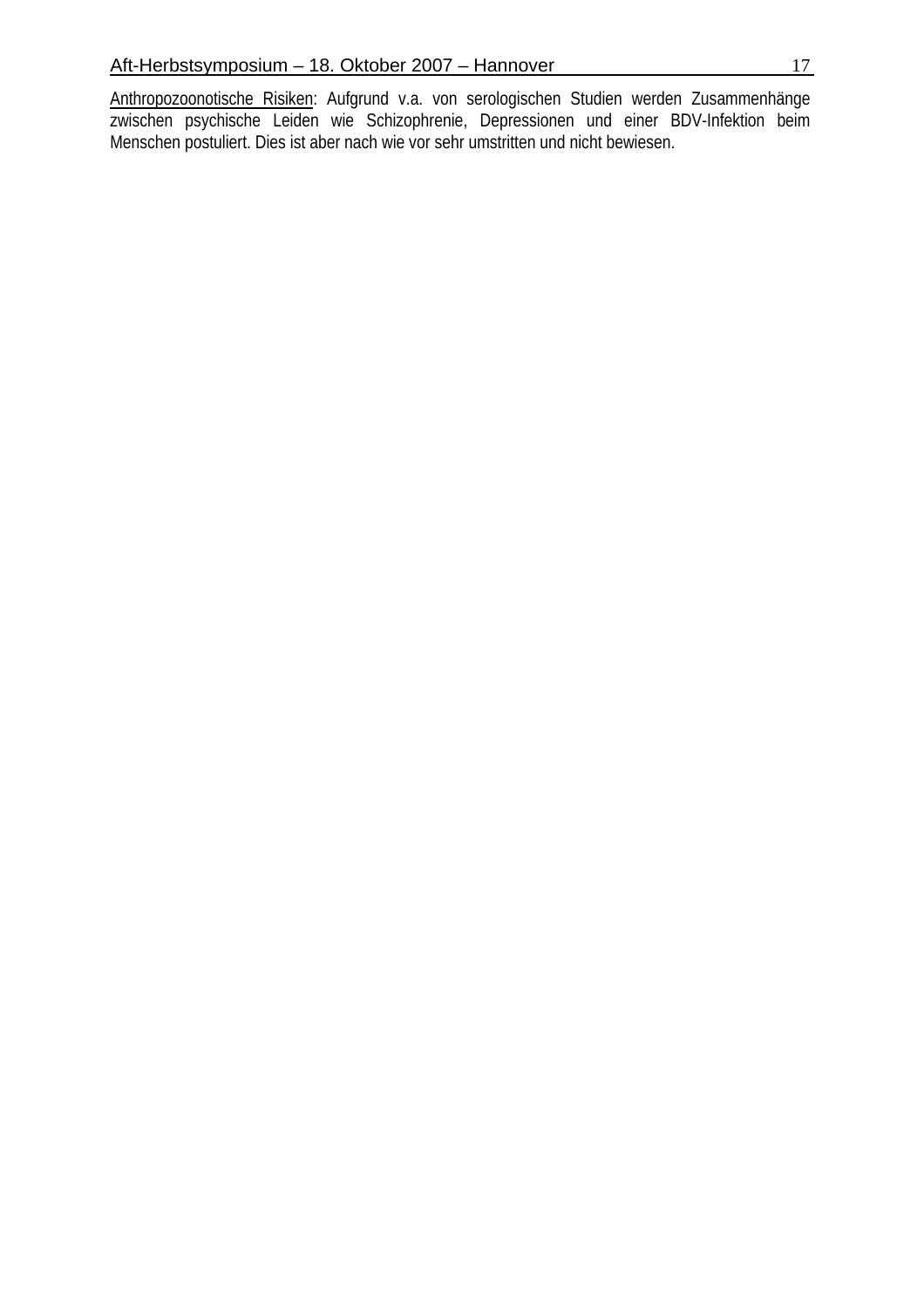Anthropozoonotische Risiken: Aufgrund v.a. von serologischen Studien werden Zusammenhänge zwischen psychische Leiden wie Schizophrenie, Depressionen und einer BDV-Infektion beim Menschen postuliert. Dies ist aber nach wie vor sehr umstritten und nicht bewiesen.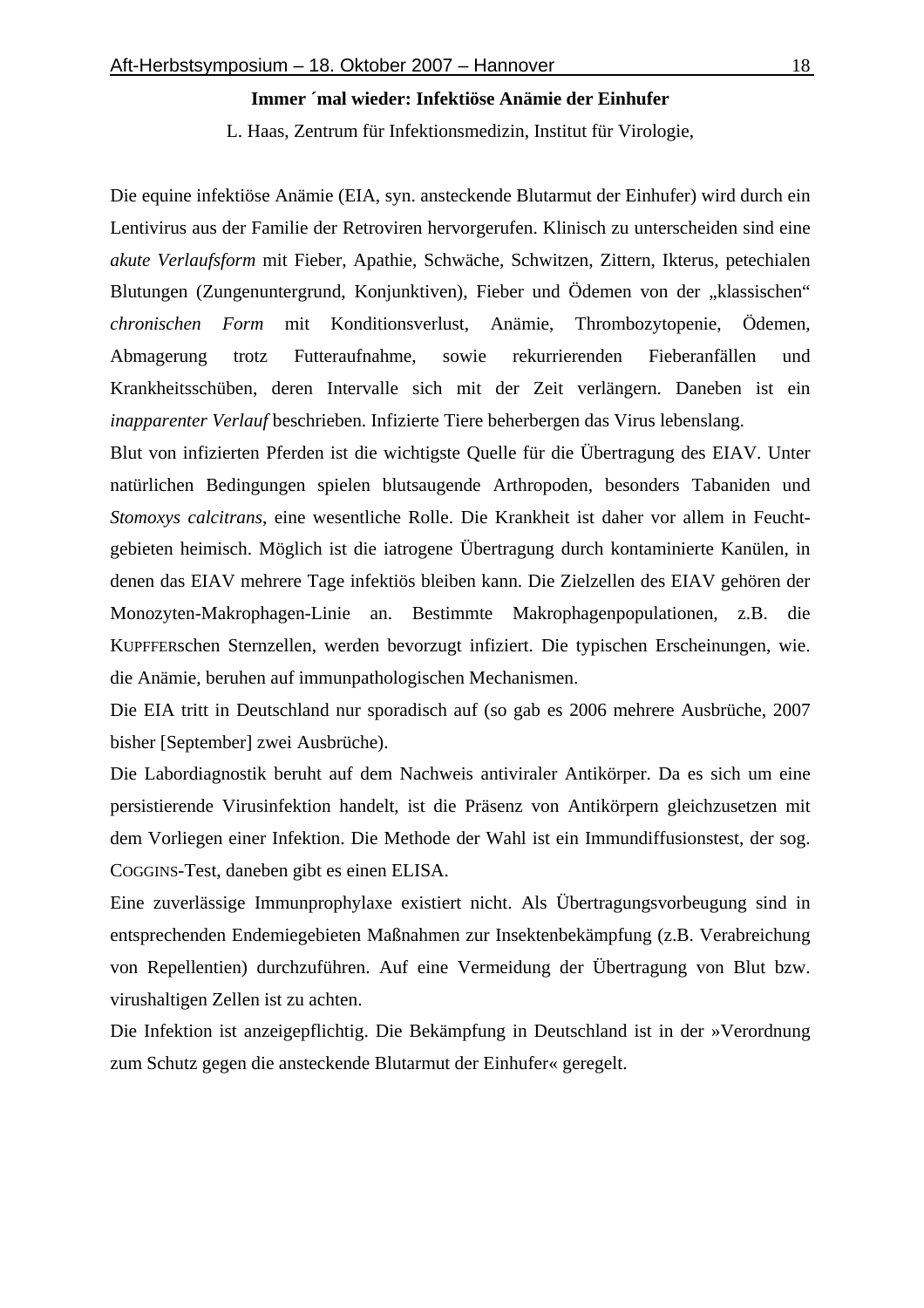## Immer ´mal wieder: Infektiöse Anämie der Einhufer

L. Haas, Zentrum für Infektionsmedizin, Institut für Virologie,

Die equine infektiöse Anämie (EIA, syn. ansteckende Blutarmut der Einhufer) wird durch ein Lentivirus aus der Familie der Retroviren hervorgerufen. Klinisch zu unterscheiden sind eine *akute Verlaufsform* mit Fieber, Apathie, Schwäche, Schwitzen, Zittern, Ikterus, petechialen Blutungen (Zungenuntergrund, Konjunktiven), Fieber und Ödemen von der „klassischen" *chronischen Form* mit Konditionsverlust, Anämie, Thrombozytopenie, Ödemen, Abmagerung trotz Futteraufnahme, sowie rekurrierenden Fieberanfällen und Krankheitsschüben, deren Intervalle sich mit der Zeit verlängern. Daneben ist ein *inapparenter Verlauf* beschrieben. Infizierte Tiere beherbergen das Virus lebenslang.

Blut von infizierten Pferden ist die wichtigste Quelle für die Übertragung des EIAV. Unter natürlichen Bedingungen spielen blutsaugende Arthropoden, besonders Tabaniden und *Stomoxys calcitrans*, eine wesentliche Rolle. Die Krankheit ist daher vor allem in Feucht-gebieten heimisch. Möglich ist die iatrogene Übertragung durch kontaminierte Kanülen, in denen das EIAV mehrere Tage infektiös bleiben kann. Die Zielzellen des EIAV gehören der Monozyten-Makrophagen-Linie an. Bestimmte Makrophagenpopulationen, z.B. die KUPFFERschen Sternzellen, werden bevorzugt infiziert. Die typischen Erscheinungen, wie. die Anämie, beruhen auf immunpathologischen Mechanismen.

Die EIA tritt in Deutschland nur sporadisch auf (so gab es 2006 mehrere Ausbrüche, 2007 bisher [September] zwei Ausbrüche).

Die Labordiagnostik beruht auf dem Nachweis antiviraler Antikörper. Da es sich um eine persistierende Virusinfektion handelt, ist die Präsenz von Antikörpern gleichzusetzen mit dem Vorliegen einer Infektion. Die Methode der Wahl ist ein Immundiffusionstest, der sog. COGGINS-Test, daneben gibt es einen ELISA.

Eine zuverlässige Immunprophylaxe existiert nicht. Als Übertragungsvorbeugung sind in entsprechenden Endemiegebieten Maßnahmen zur Insektenbekämpfung (z.B. Verabreichung von Repellentien) durchzuführen. Auf eine Vermeidung der Übertragung von Blut bzw. virushaltigen Zellen ist zu achten.

Die Infektion ist anzeigepflichtig. Die Bekämpfung in Deutschland ist in der »Verordnung zum Schutz gegen die ansteckende Blutarmut der Einhufer« geregelt.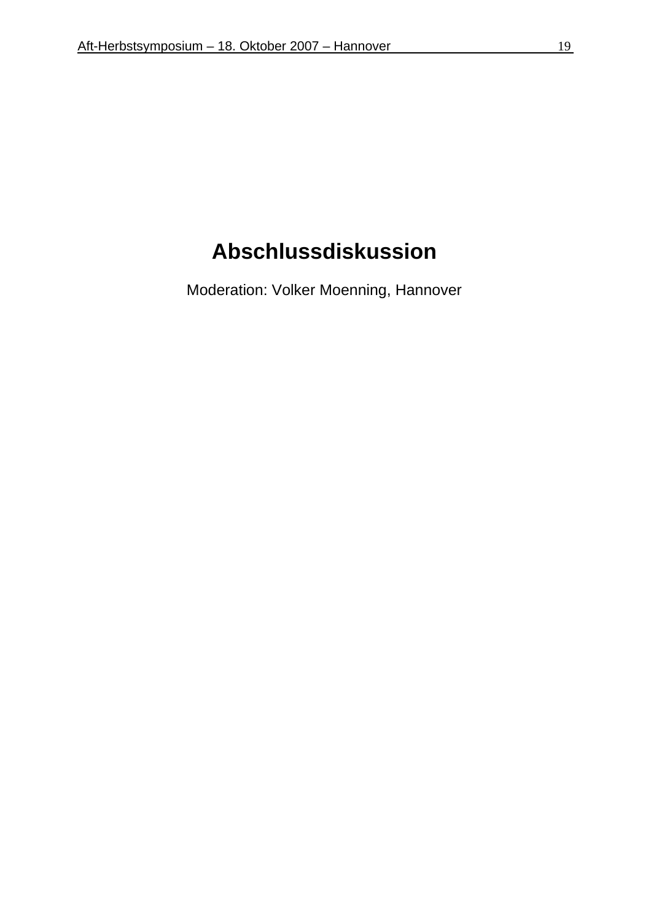# Abschlussdiskussion

Moderation: Volker Moenning, Hannover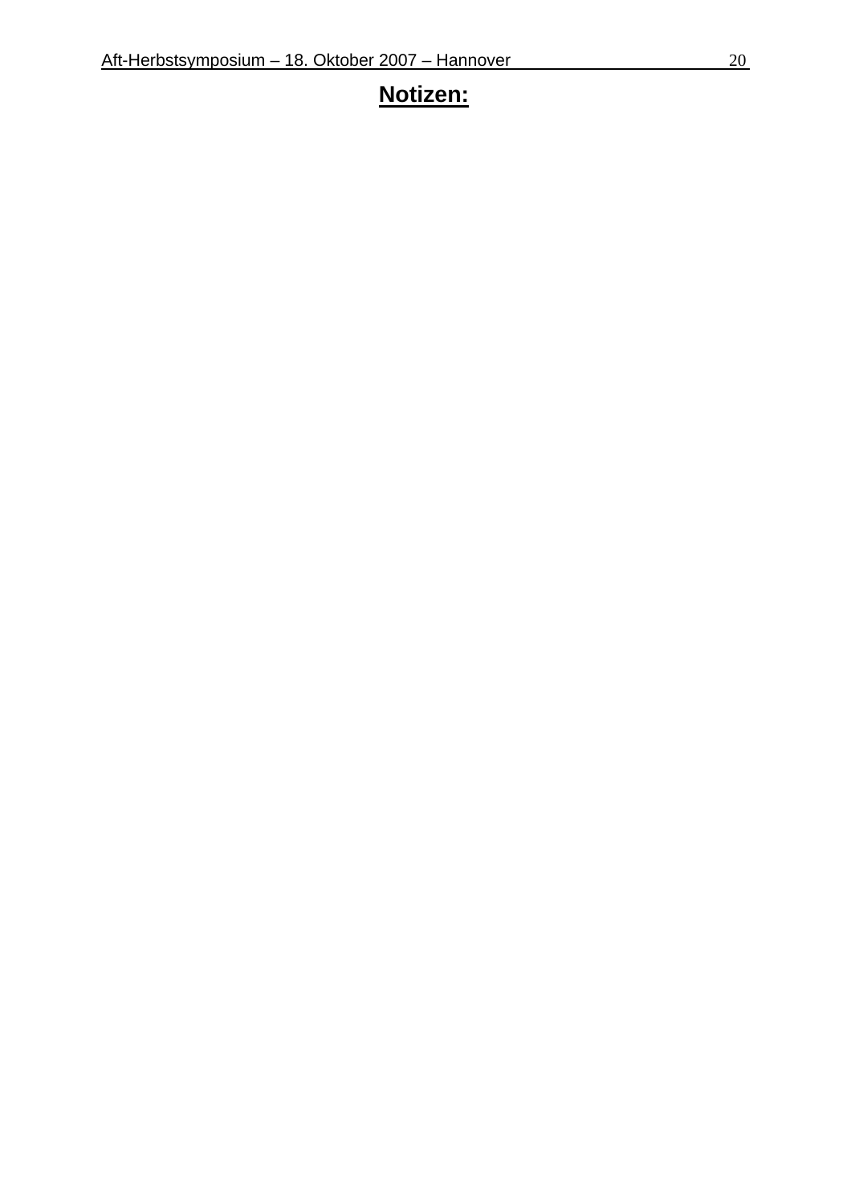# Notizen: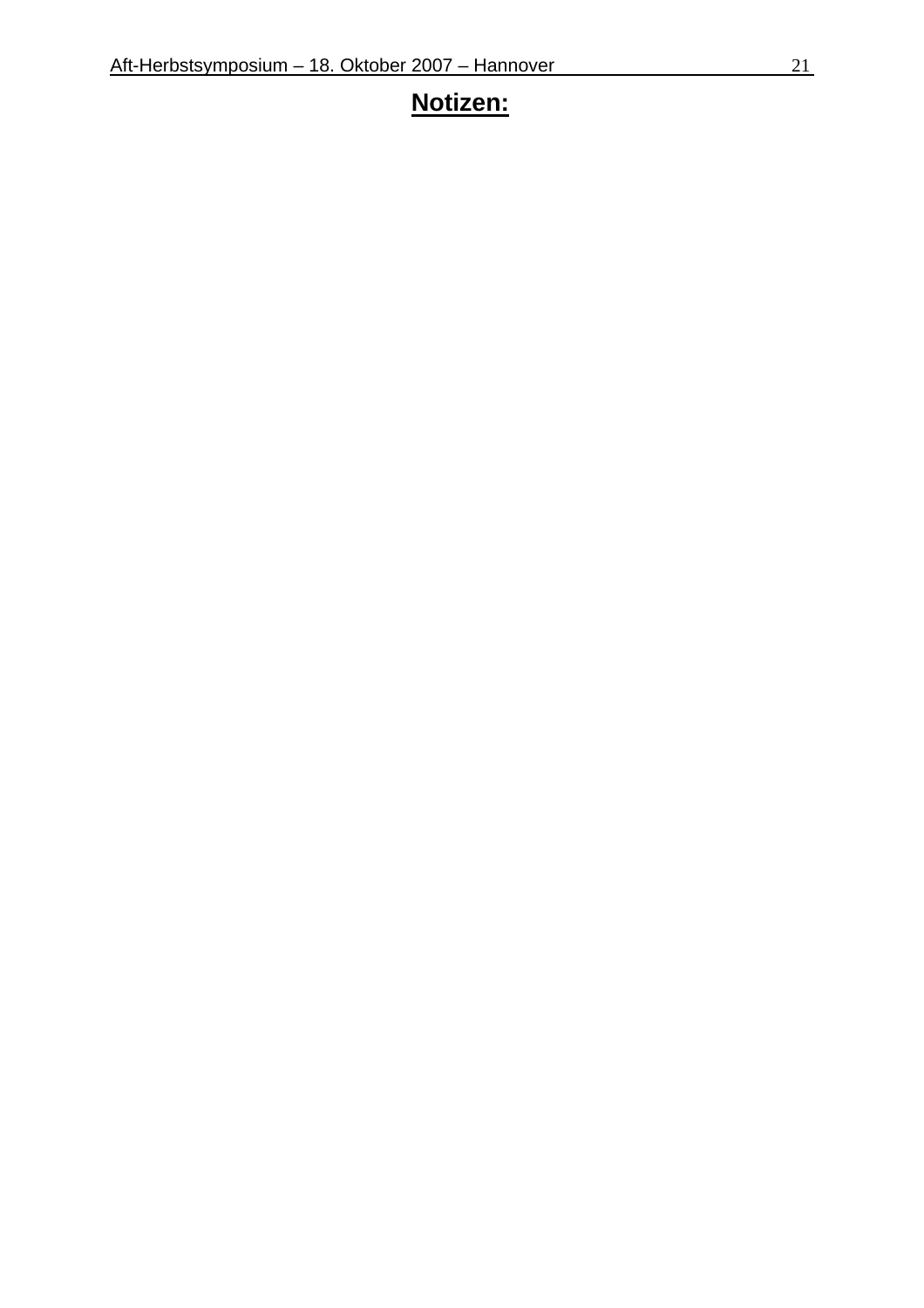# Notizen: